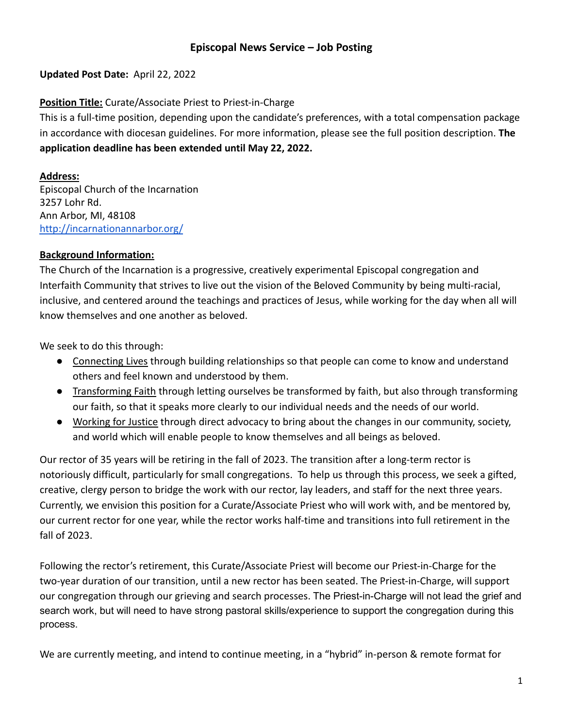# Episcopal News Service – Job Posting

**Updated Post Date:** April 22, 2022

**Position Title:** Curate/Associate Priest to Priest-in-Charge
This is a full-time position, depending upon the candidate's preferences, with a total compensation package in accordance with diocesan guidelines. For more information, please see the full position description. **The application deadline has been extended until May 22, 2022.**

**Address:**
Episcopal Church of the Incarnation
3257 Lohr Rd.
Ann Arbor, MI, 48108
[http://incarnationannarbor.org/](http://incarnationannarbor.org/)

**Background Information:**
The Church of the Incarnation is a progressive, creatively experimental Episcopal congregation and Interfaith Community that strives to live out the vision of the Beloved Community by being multi-racial, inclusive, and centered around the teachings and practices of Jesus, while working for the day when all will know themselves and one another as beloved.

We seek to do this through:

- Connecting Lives through building relationships so that people can come to know and understand others and feel known and understood by them.
- Transforming Faith through letting ourselves be transformed by faith, but also through transforming our faith, so that it speaks more clearly to our individual needs and the needs of our world.
- Working for Justice through direct advocacy to bring about the changes in our community, society, and world which will enable people to know themselves and all beings as beloved.

Our rector of 35 years will be retiring in the fall of 2023. The transition after a long-term rector is notoriously difficult, particularly for small congregations. To help us through this process, we seek a gifted, creative, clergy person to bridge the work with our rector, lay leaders, and staff for the next three years. Currently, we envision this position for a Curate/Associate Priest who will work with, and be mentored by, our current rector for one year, while the rector works half-time and transitions into full retirement in the fall of 2023.

Following the rector's retirement, this Curate/Associate Priest will become our Priest-in-Charge for the two-year duration of our transition, until a new rector has been seated. The Priest-in-Charge, will support our congregation through our grieving and search processes. The Priest-in-Charge will not lead the grief and search work, but will need to have strong pastoral skills/experience to support the congregation during this process.

We are currently meeting, and intend to continue meeting, in a "hybrid" in-person & remote format for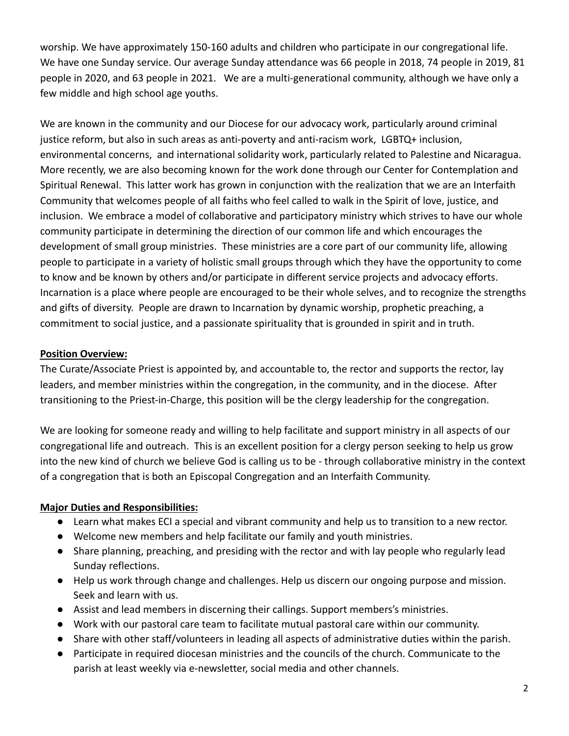worship. We have approximately 150-160 adults and children who participate in our congregational life. We have one Sunday service. Our average Sunday attendance was 66 people in 2018, 74 people in 2019, 81 people in 2020, and 63 people in 2021. We are a multi-generational community, although we have only a few middle and high school age youths.

We are known in the community and our Diocese for our advocacy work, particularly around criminal justice reform, but also in such areas as anti-poverty and anti-racism work, LGBTQ+ inclusion, environmental concerns, and international solidarity work, particularly related to Palestine and Nicaragua. More recently, we are also becoming known for the work done through our Center for Contemplation and Spiritual Renewal. This latter work has grown in conjunction with the realization that we are an Interfaith Community that welcomes people of all faiths who feel called to walk in the Spirit of love, justice, and inclusion. We embrace a model of collaborative and participatory ministry which strives to have our whole community participate in determining the direction of our common life and which encourages the development of small group ministries. These ministries are a core part of our community life, allowing people to participate in a variety of holistic small groups through which they have the opportunity to come to know and be known by others and/or participate in different service projects and advocacy efforts. Incarnation is a place where people are encouraged to be their whole selves, and to recognize the strengths and gifts of diversity. People are drawn to Incarnation by dynamic worship, prophetic preaching, a commitment to social justice, and a passionate spirituality that is grounded in spirit and in truth.

**Position Overview:**

The Curate/Associate Priest is appointed by, and accountable to, the rector and supports the rector, lay leaders, and member ministries within the congregation, in the community, and in the diocese. After transitioning to the Priest-in-Charge, this position will be the clergy leadership for the congregation.

We are looking for someone ready and willing to help facilitate and support ministry in all aspects of our congregational life and outreach. This is an excellent position for a clergy person seeking to help us grow into the new kind of church we believe God is calling us to be - through collaborative ministry in the context of a congregation that is both an Episcopal Congregation and an Interfaith Community.

**Major Duties and Responsibilities:**

- Learn what makes ECI a special and vibrant community and help us to transition to a new rector.
- Welcome new members and help facilitate our family and youth ministries.
- Share planning, preaching, and presiding with the rector and with lay people who regularly lead Sunday reflections.
- Help us work through change and challenges. Help us discern our ongoing purpose and mission. Seek and learn with us.
- Assist and lead members in discerning their callings. Support members's ministries.
- Work with our pastoral care team to facilitate mutual pastoral care within our community.
- Share with other staff/volunteers in leading all aspects of administrative duties within the parish.
- Participate in required diocesan ministries and the councils of the church. Communicate to the parish at least weekly via e-newsletter, social media and other channels.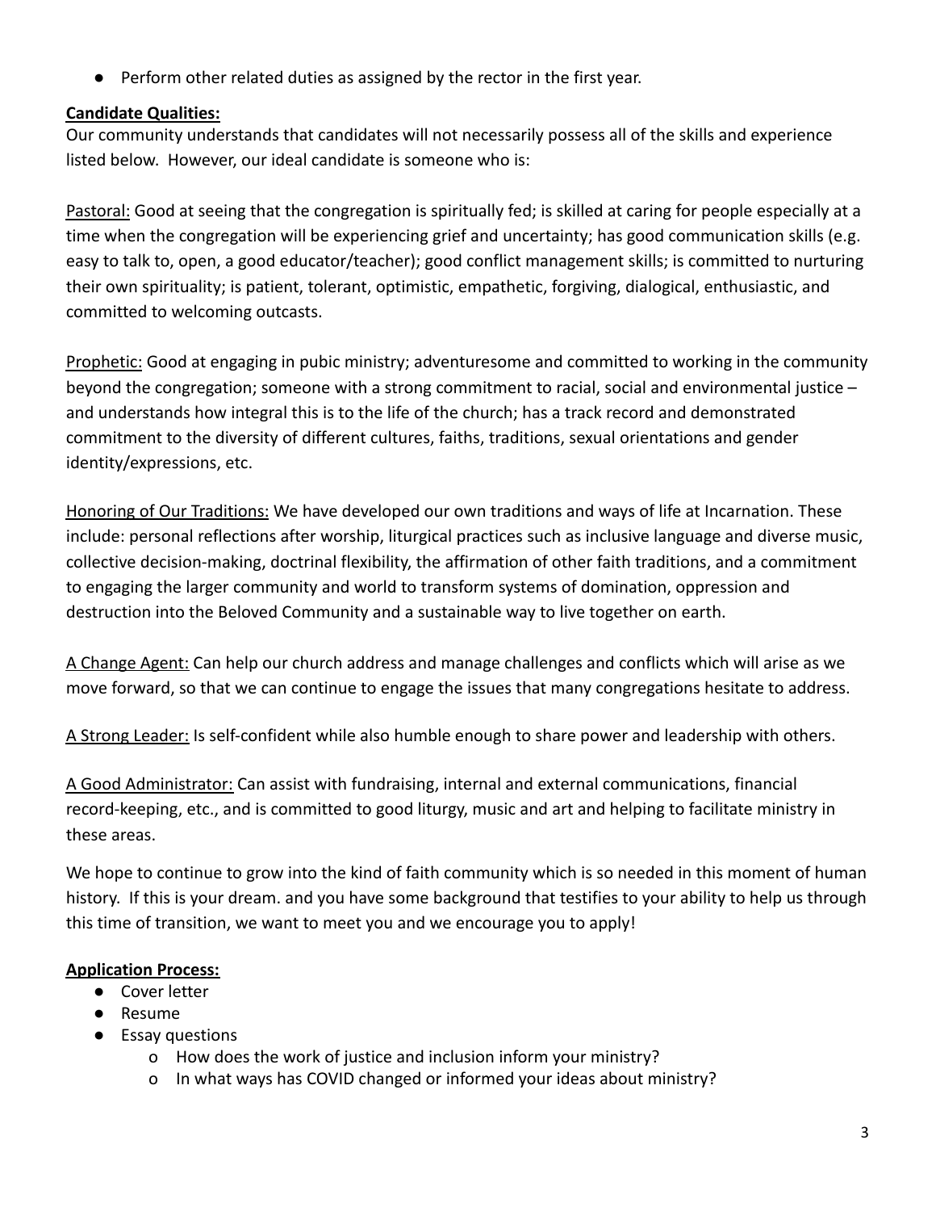- Perform other related duties as assigned by the rector in the first year.

**Candidate Qualities:**

Our community understands that candidates will not necessarily possess all of the skills and experience listed below. However, our ideal candidate is someone who is:

Pastoral: Good at seeing that the congregation is spiritually fed; is skilled at caring for people especially at a time when the congregation will be experiencing grief and uncertainty; has good communication skills (e.g. easy to talk to, open, a good educator/teacher); good conflict management skills; is committed to nurturing their own spirituality; is patient, tolerant, optimistic, empathetic, forgiving, dialogical, enthusiastic, and committed to welcoming outcasts.

Prophetic: Good at engaging in pubic ministry; adventuresome and committed to working in the community beyond the congregation; someone with a strong commitment to racial, social and environmental justice – and understands how integral this is to the life of the church; has a track record and demonstrated commitment to the diversity of different cultures, faiths, traditions, sexual orientations and gender identity/expressions, etc.

Honoring of Our Traditions: We have developed our own traditions and ways of life at Incarnation. These include: personal reflections after worship, liturgical practices such as inclusive language and diverse music, collective decision-making, doctrinal flexibility, the affirmation of other faith traditions, and a commitment to engaging the larger community and world to transform systems of domination, oppression and destruction into the Beloved Community and a sustainable way to live together on earth.

A Change Agent: Can help our church address and manage challenges and conflicts which will arise as we move forward, so that we can continue to engage the issues that many congregations hesitate to address.

A Strong Leader: Is self-confident while also humble enough to share power and leadership with others.

A Good Administrator: Can assist with fundraising, internal and external communications, financial record-keeping, etc., and is committed to good liturgy, music and art and helping to facilitate ministry in these areas.

We hope to continue to grow into the kind of faith community which is so needed in this moment of human history. If this is your dream. and you have some background that testifies to your ability to help us through this time of transition, we want to meet you and we encourage you to apply!

**Application Process:**

- Cover letter
- Resume
- Essay questions
    - How does the work of justice and inclusion inform your ministry?
    - In what ways has COVID changed or informed your ideas about ministry?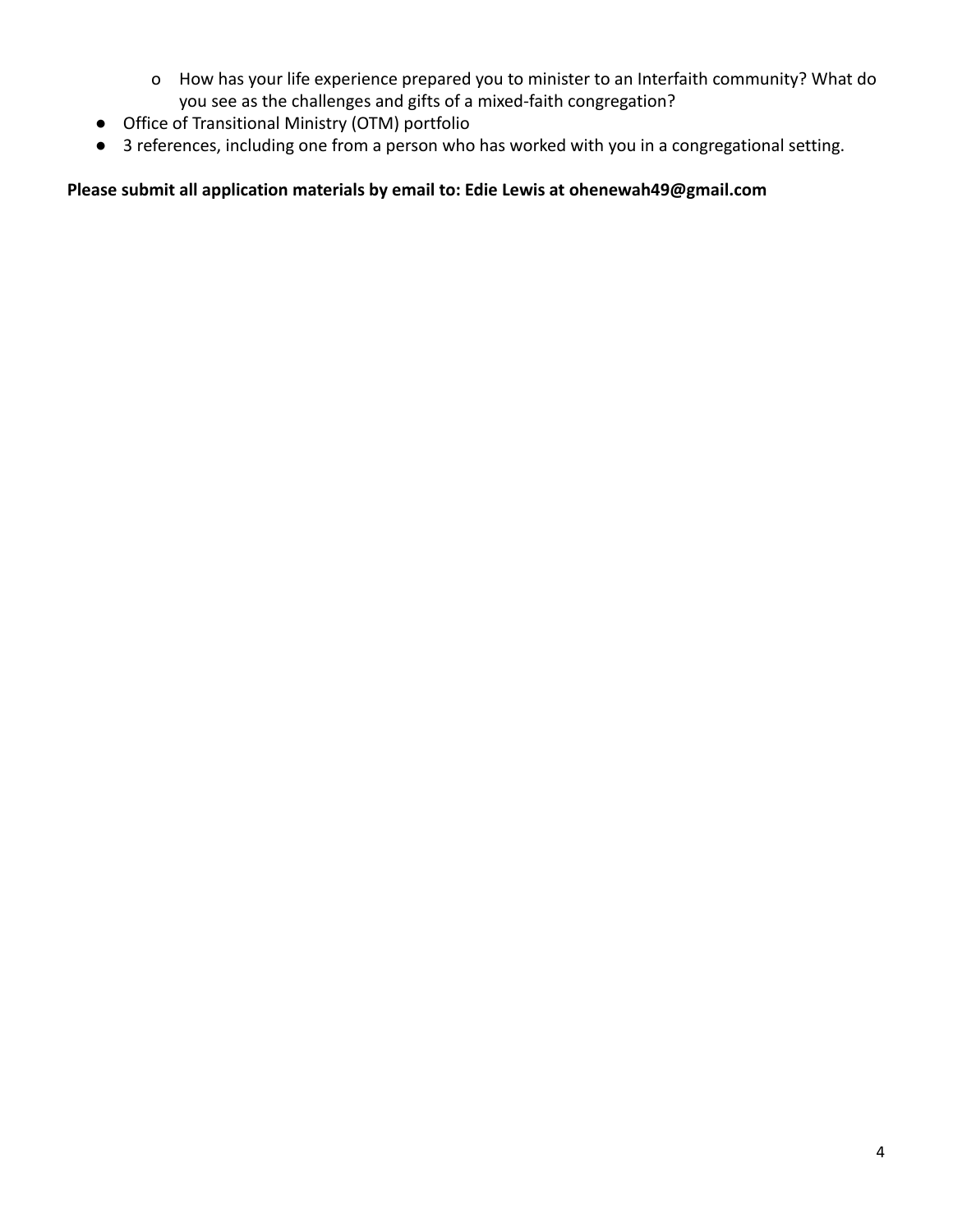- How has your life experience prepared you to minister to an Interfaith community? What do you see as the challenges and gifts of a mixed-faith congregation?
- Office of Transitional Ministry (OTM) portfolio
- 3 references, including one from a person who has worked with you in a congregational setting.

**Please submit all application materials by email to: Edie Lewis at ohenewah49@gmail.com**